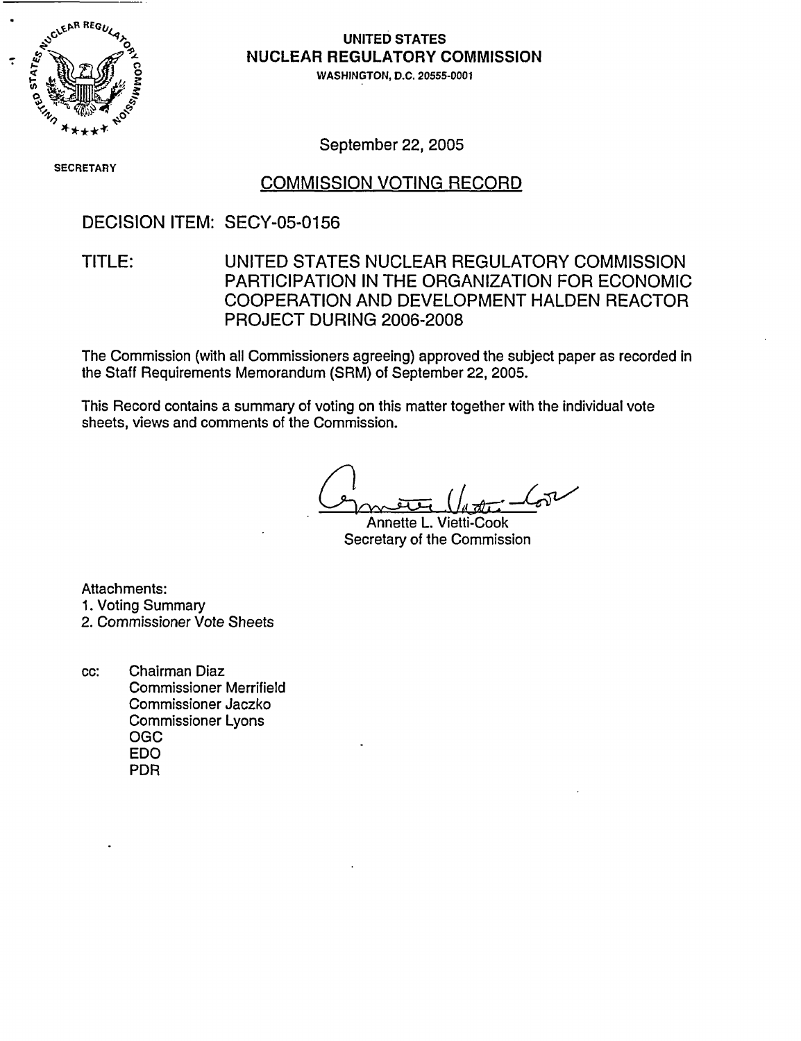SECRETARY

**UNITED STATES**
**NUCLEAR REGULATORY COMMISSION**
WASHINGTON, D.C. 20555-0001

September 22, 2005

## COMMISSION VOTING RECORD

DECISION ITEM: SECY-05-0156

TITLE: UNITED STATES NUCLEAR REGULATORY COMMISSION PARTICIPATION IN THE ORGANIZATION FOR ECONOMIC COOPERATION AND DEVELOPMENT HALDEN REACTOR PROJECT DURING 2006-2008

The Commission (with all Commissioners agreeing) approved the subject paper as recorded in the Staff Requirements Memorandum (SRM) of September 22, 2005.

This Record contains a summary of voting on this matter together with the individual vote sheets, views and comments of the Commission.

Annette L. Vietti-Cook
Secretary of the Commission

Attachments:
1. Voting Summary
2. Commissioner Vote Sheets

cc: Chairman Diaz
Commissioner Merrifield
Commissioner Jaczko
Commissioner Lyons
OGC
EDO
PDR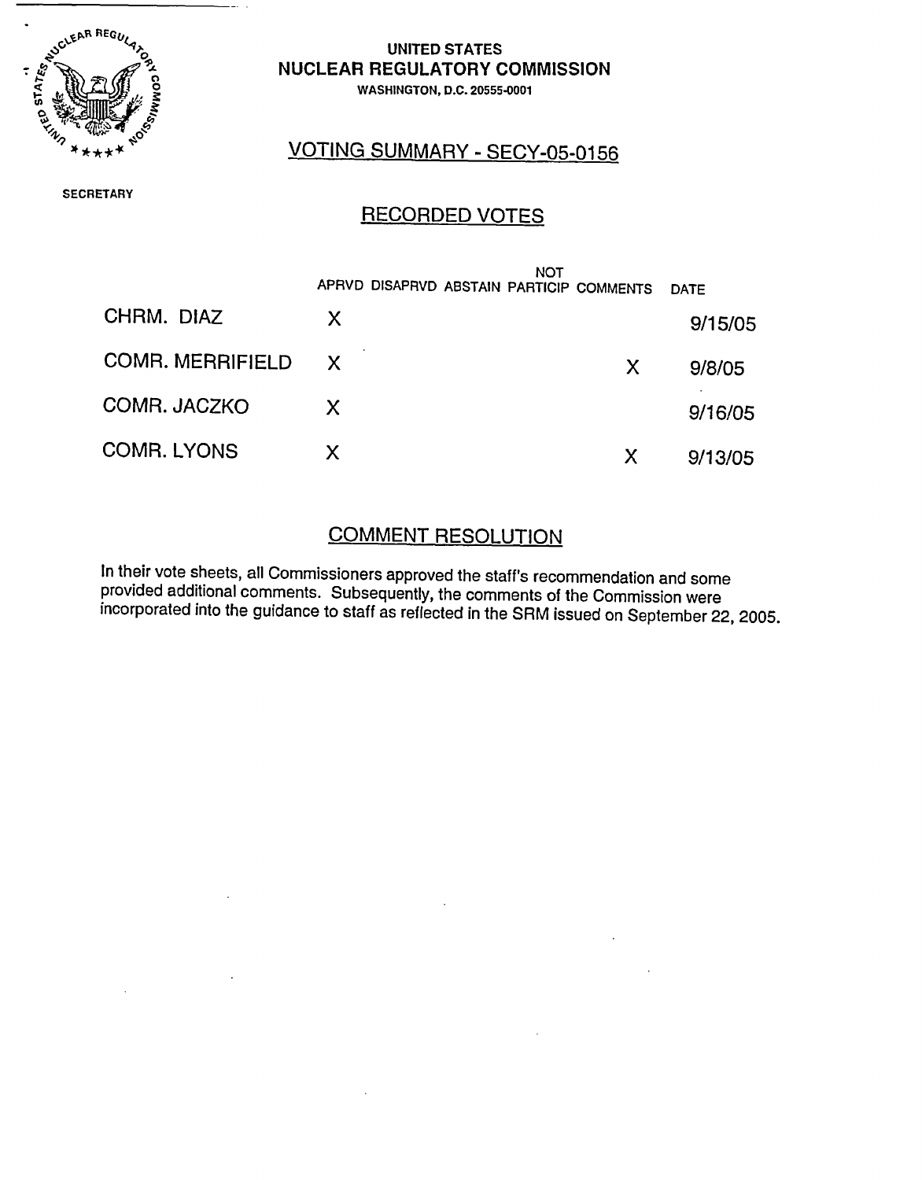**UNITED STATES**
**NUCLEAR REGULATORY COMMISSION**
WASHINGTON, D.C. 20555-0001

SECRETARY

## VOTING SUMMARY - SECY-05-0156

## RECORDED VOTES

| | APRVD | DISAPRVD | ABSTAIN | NOT PARTICIP | COMMENTS | DATE |
|---|---|---|---|---|---|---|
| CHRM. DIAZ | X | | | | | 9/15/05 |
| COMR. MERRIFIELD | X | | | | X | 9/8/05 |
| COMR. JACZKO | X | | | | | 9/16/05 |
| COMR. LYONS | X | | | | X | 9/13/05 |

## COMMENT RESOLUTION

In their vote sheets, all Commissioners approved the staff's recommendation and some provided additional comments. Subsequently, the comments of the Commission were incorporated into the guidance to staff as reflected in the SRM issued on September 22, 2005.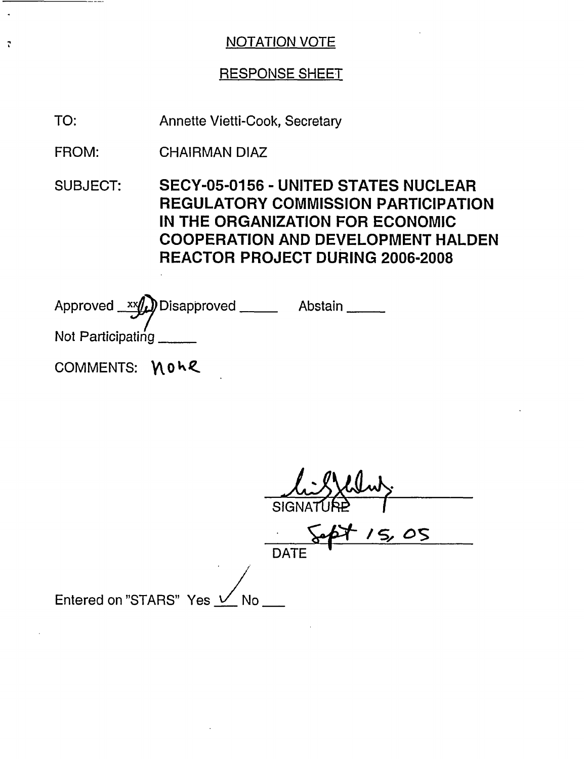# NOTATION VOTE

## RESPONSE SHEET

TO: Annette Vietti-Cook, Secretary

FROM: CHAIRMAN DIAZ

SUBJECT: **SECY-05-0156 - UNITED STATES NUCLEAR REGULATORY COMMISSION PARTICIPATION IN THE ORGANIZATION FOR ECONOMIC COOPERATION AND DEVELOPMENT HALDEN REACTOR PROJECT DURING 2006-2008**

Approved xx Disapproved _____ Abstain _____

Not Participating _____

COMMENTS: None

SIGNATURE

Sept 15, 05

DATE

Entered on "STARS" Yes ✓ No ___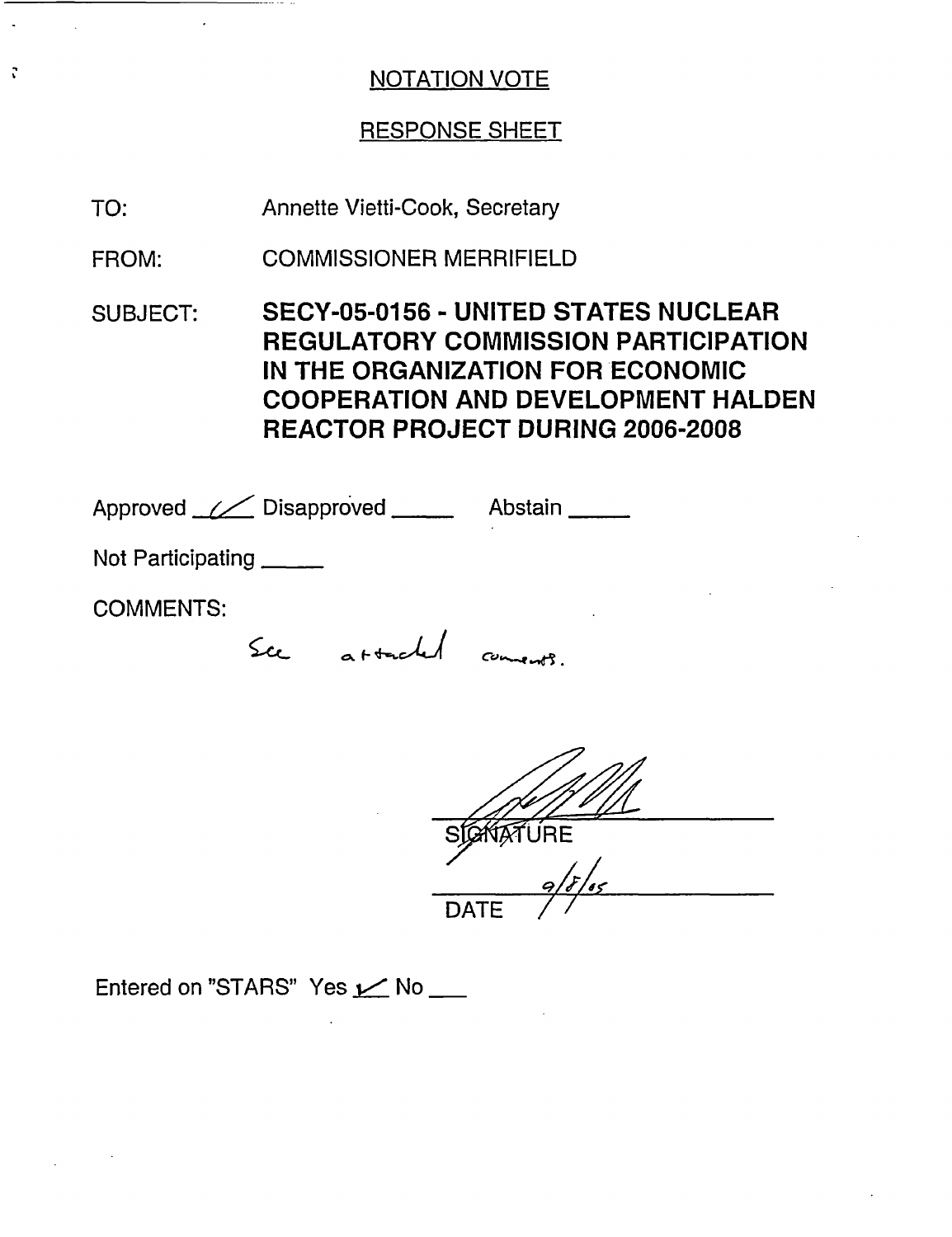## NOTATION VOTE

## RESPONSE SHEET

TO: Annette Vietti-Cook, Secretary

FROM: COMMISSIONER MERRIFIELD

SUBJECT: **SECY-05-0156 - UNITED STATES NUCLEAR REGULATORY COMMISSION PARTICIPATION IN THE ORGANIZATION FOR ECONOMIC COOPERATION AND DEVELOPMENT HALDEN REACTOR PROJECT DURING 2006-2008**

Approved ✓ Disapproved _____ Abstain _____

Not Participating _____

COMMENTS:

See attached comments.

SIGNATURE

9/8/05

DATE

Entered on "STARS" Yes ✓ No ___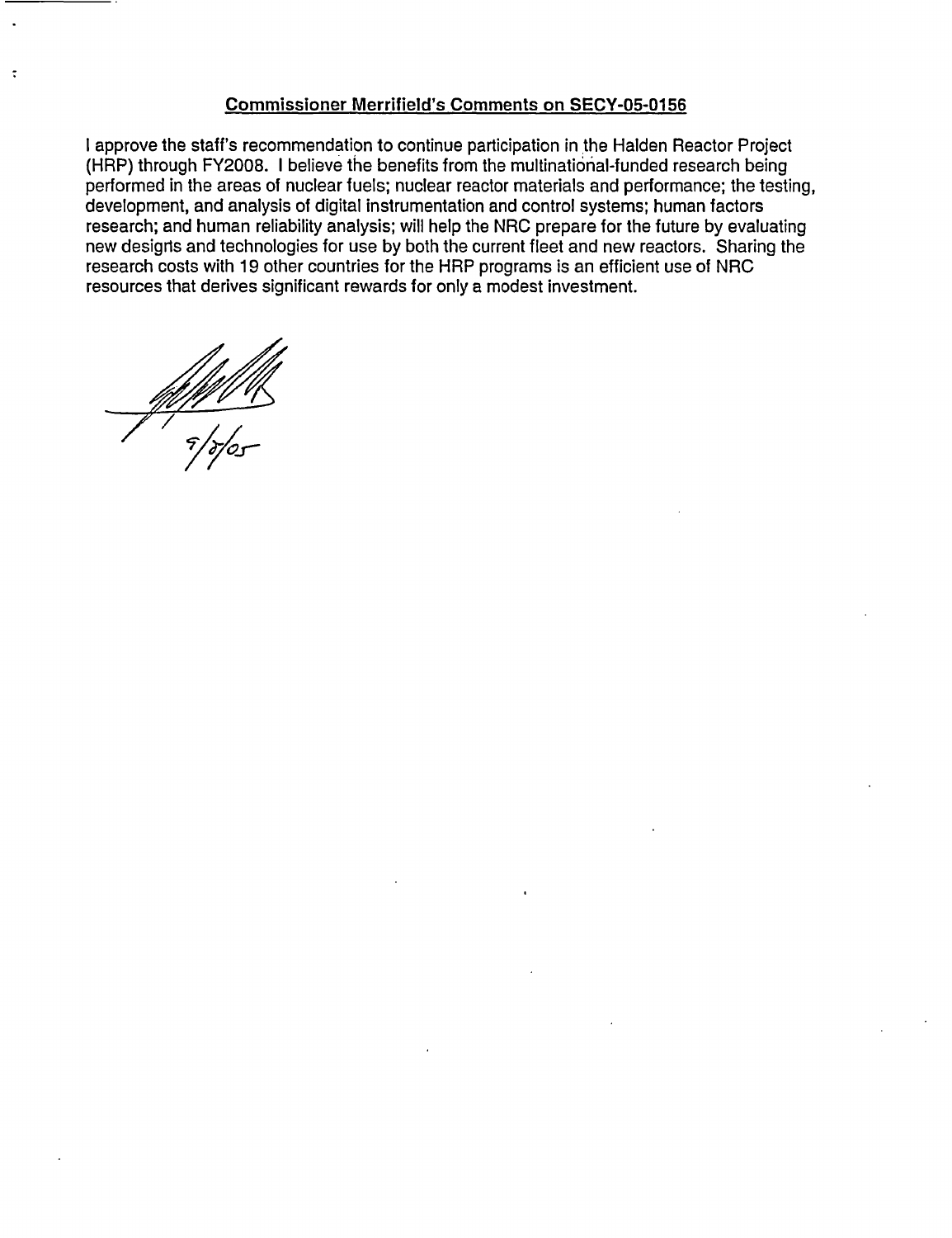**Commissioner Merrifield's Comments on SECY-05-0156**

I approve the staff's recommendation to continue participation in the Halden Reactor Project (HRP) through FY2008. I believe the benefits from the multinational-funded research being performed in the areas of nuclear fuels; nuclear reactor materials and performance; the testing, development, and analysis of digital instrumentation and control systems; human factors research; and human reliability analysis; will help the NRC prepare for the future by evaluating new designs and technologies for use by both the current fleet and new reactors. Sharing the research costs with 19 other countries for the HRP programs is an efficient use of NRC resources that derives significant rewards for only a modest investment.

9/8/05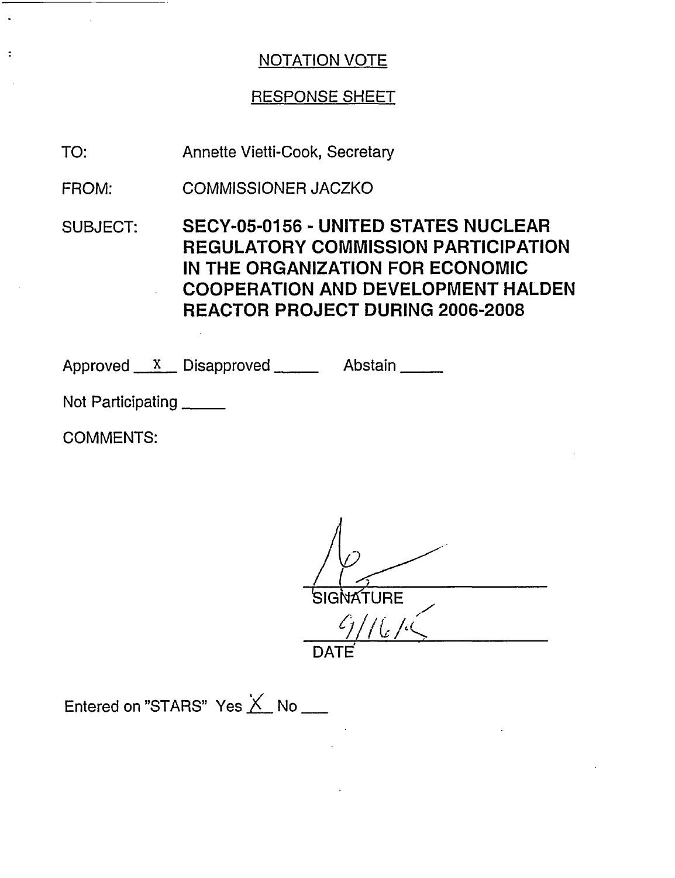NOTATION VOTE

RESPONSE SHEET

TO: Annette Vietti-Cook, Secretary

FROM: COMMISSIONER JACZKO

SUBJECT: **SECY-05-0156 - UNITED STATES NUCLEAR REGULATORY COMMISSION PARTICIPATION IN THE ORGANIZATION FOR ECONOMIC COOPERATION AND DEVELOPMENT HALDEN REACTOR PROJECT DURING 2006-2008**

Approved __X__ Disapproved _____ Abstain _____

Not Participating _____

COMMENTS:

SIGNATURE

9/16/05

DATE

Entered on "STARS" Yes X No ___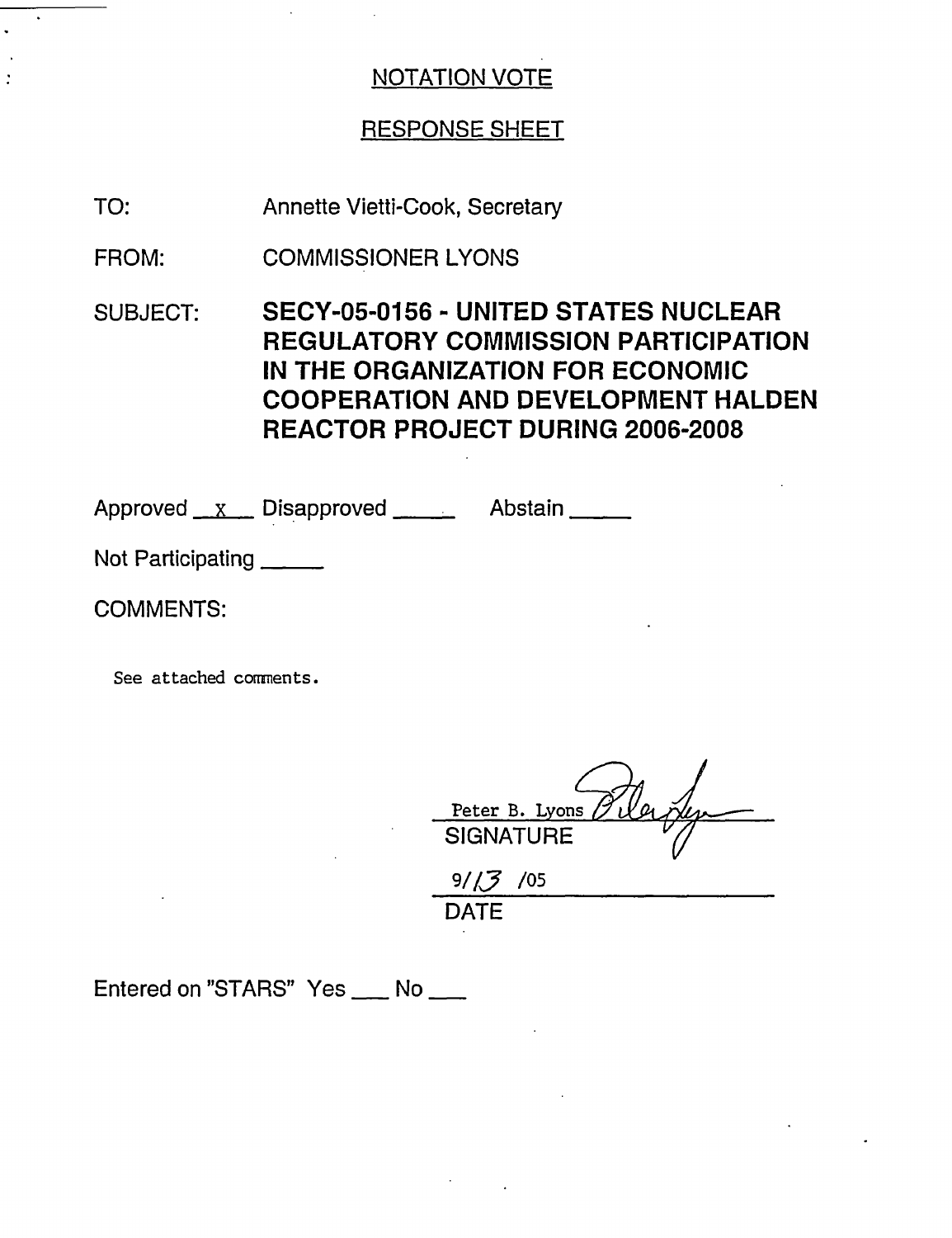NOTATION VOTE

RESPONSE SHEET

TO: Annette Vietti-Cook, Secretary

FROM: COMMISSIONER LYONS

SUBJECT: **SECY-05-0156 - UNITED STATES NUCLEAR REGULATORY COMMISSION PARTICIPATION IN THE ORGANIZATION FOR ECONOMIC COOPERATION AND DEVELOPMENT HALDEN REACTOR PROJECT DURING 2006-2008**

Approved __x__ Disapproved _____ Abstain _____

Not Participating _____

COMMENTS:

See attached comments.

Peter B. Lyons
SIGNATURE

9/13/05
DATE

Entered on "STARS" Yes ___ No ___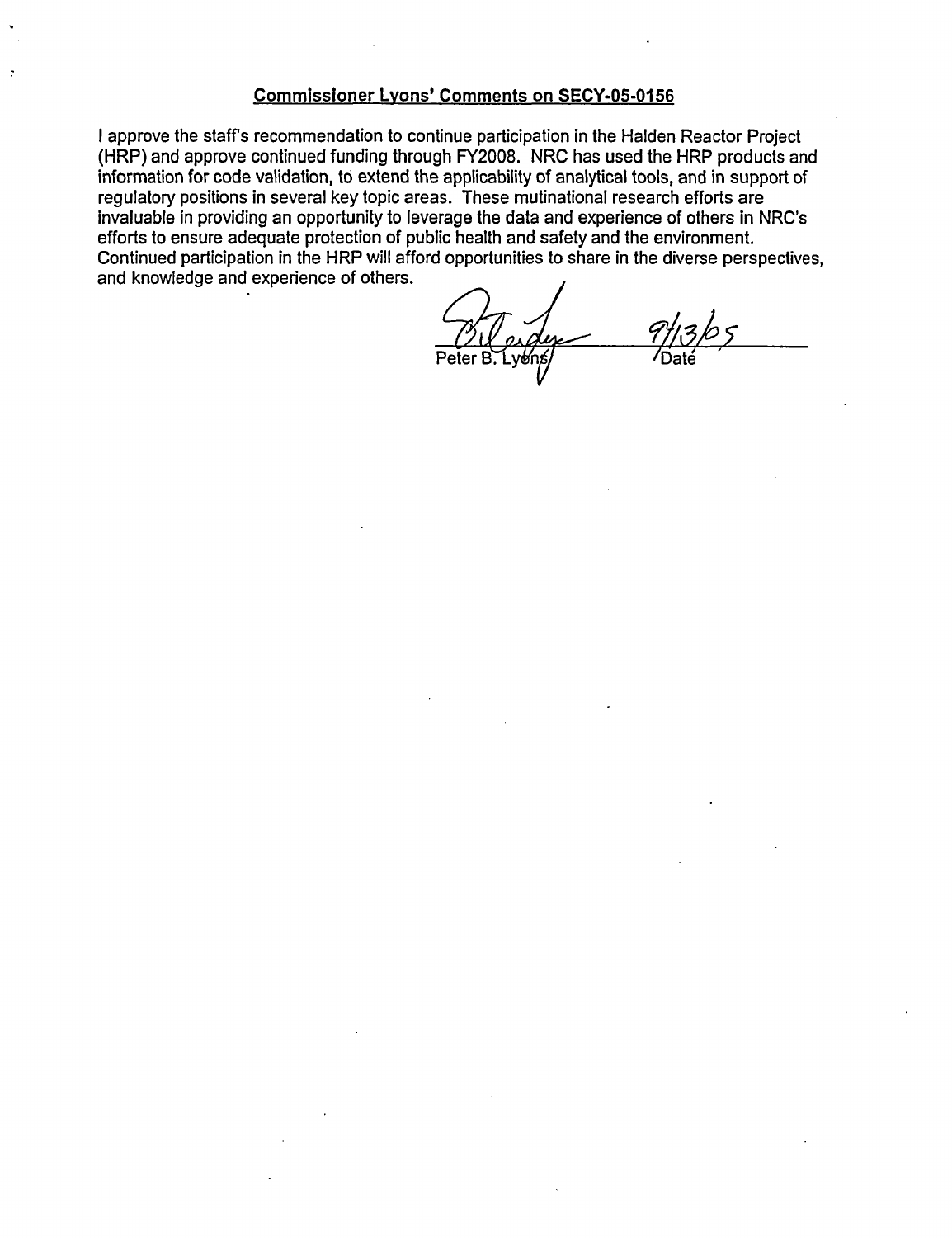**Commissioner Lyons' Comments on SECY-05-0156**

I approve the staff's recommendation to continue participation in the Halden Reactor Project (HRP) and approve continued funding through FY2008. NRC has used the HRP products and information for code validation, to extend the applicability of analytical tools, and in support of regulatory positions in several key topic areas. These mutinational research efforts are invaluable in providing an opportunity to leverage the data and experience of others in NRC's efforts to ensure adequate protection of public health and safety and the environment. Continued participation in the HRP will afford opportunities to share in the diverse perspectives, and knowledge and experience of others.

Peter B. Lyons 9/13/05
Date